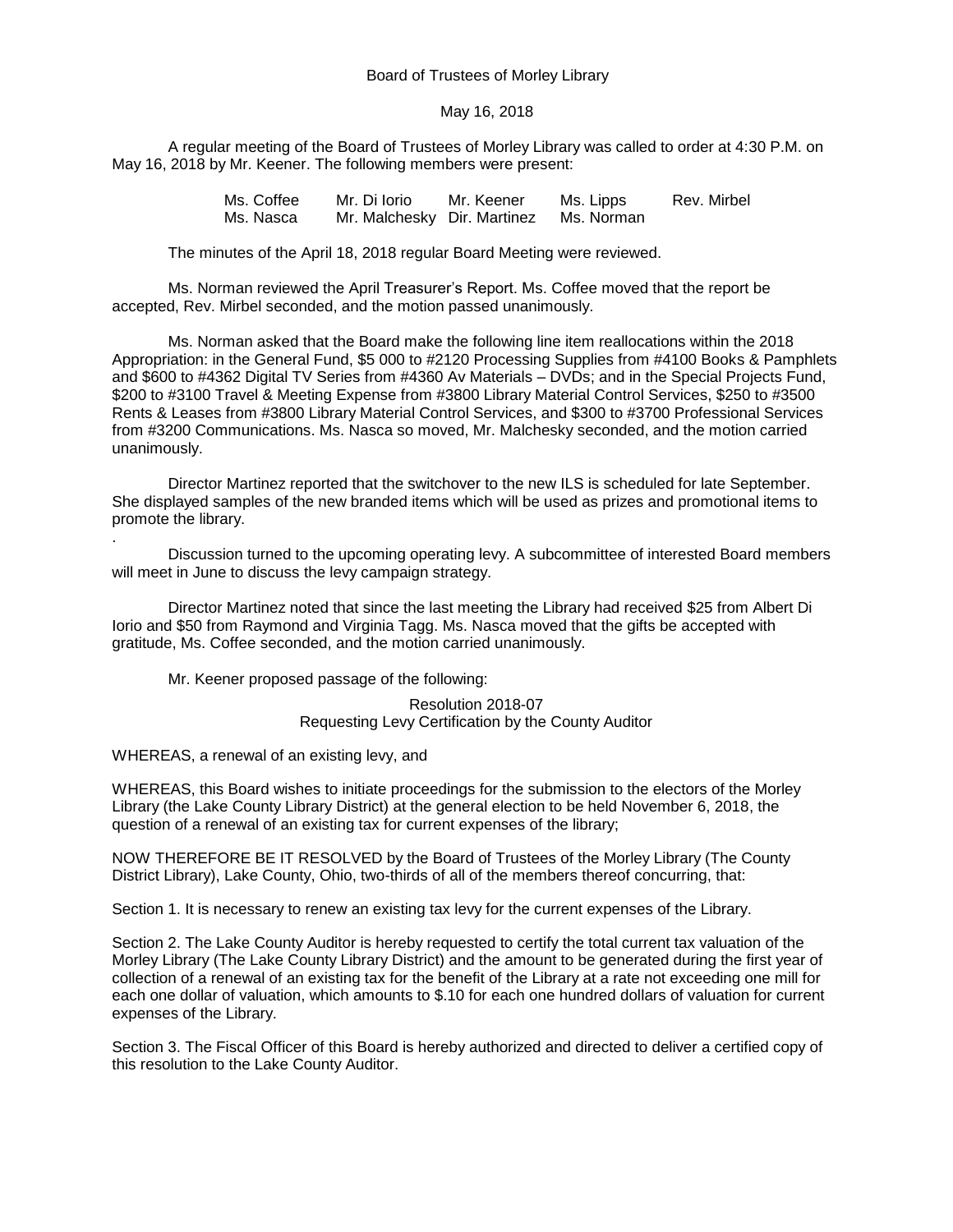Board of Trustees of Morley Library

May 16, 2018

A regular meeting of the Board of Trustees of Morley Library was called to order at 4:30 P.M. on May 16, 2018 by Mr. Keener. The following members were present:

| Ms. Coffee | Mr. Di Iorio | Mr. Keener | Ms. Lipps | Rev. Mirbel |
|---|---|---|---|---|
| Ms. Nasca | Mr. Malchesky | Dir. Martinez | Ms. Norman | |

The minutes of the April 18, 2018 regular Board Meeting were reviewed.

Ms. Norman reviewed the April Treasurer's Report. Ms. Coffee moved that the report be accepted, Rev. Mirbel seconded, and the motion passed unanimously.

Ms. Norman asked that the Board make the following line item reallocations within the 2018 Appropriation: in the General Fund, $5 000 to #2120 Processing Supplies from #4100 Books & Pamphlets and $600 to #4362 Digital TV Series from #4360 Av Materials – DVDs; and in the Special Projects Fund, $200 to #3100 Travel & Meeting Expense from #3800 Library Material Control Services, $250 to #3500 Rents & Leases from #3800 Library Material Control Services, and $300 to #3700 Professional Services from #3200 Communications. Ms. Nasca so moved, Mr. Malchesky seconded, and the motion carried unanimously.

Director Martinez reported that the switchover to the new ILS is scheduled for late September. She displayed samples of the new branded items which will be used as prizes and promotional items to promote the library.

.

Discussion turned to the upcoming operating levy. A subcommittee of interested Board members will meet in June to discuss the levy campaign strategy.

Director Martinez noted that since the last meeting the Library had received $25 from Albert Di Iorio and $50 from Raymond and Virginia Tagg. Ms. Nasca moved that the gifts be accepted with gratitude, Ms. Coffee seconded, and the motion carried unanimously.

Mr. Keener proposed passage of the following:

Resolution 2018-07
Requesting Levy Certification by the County Auditor

WHEREAS, a renewal of an existing levy, and

WHEREAS, this Board wishes to initiate proceedings for the submission to the electors of the Morley Library (the Lake County Library District) at the general election to be held November 6, 2018, the question of a renewal of an existing tax for current expenses of the library;

NOW THEREFORE BE IT RESOLVED by the Board of Trustees of the Morley Library (The County District Library), Lake County, Ohio, two-thirds of all of the members thereof concurring, that:

Section 1. It is necessary to renew an existing tax levy for the current expenses of the Library.

Section 2. The Lake County Auditor is hereby requested to certify the total current tax valuation of the Morley Library (The Lake County Library District) and the amount to be generated during the first year of collection of a renewal of an existing tax for the benefit of the Library at a rate not exceeding one mill for each one dollar of valuation, which amounts to $.10 for each one hundred dollars of valuation for current expenses of the Library.

Section 3. The Fiscal Officer of this Board is hereby authorized and directed to deliver a certified copy of this resolution to the Lake County Auditor.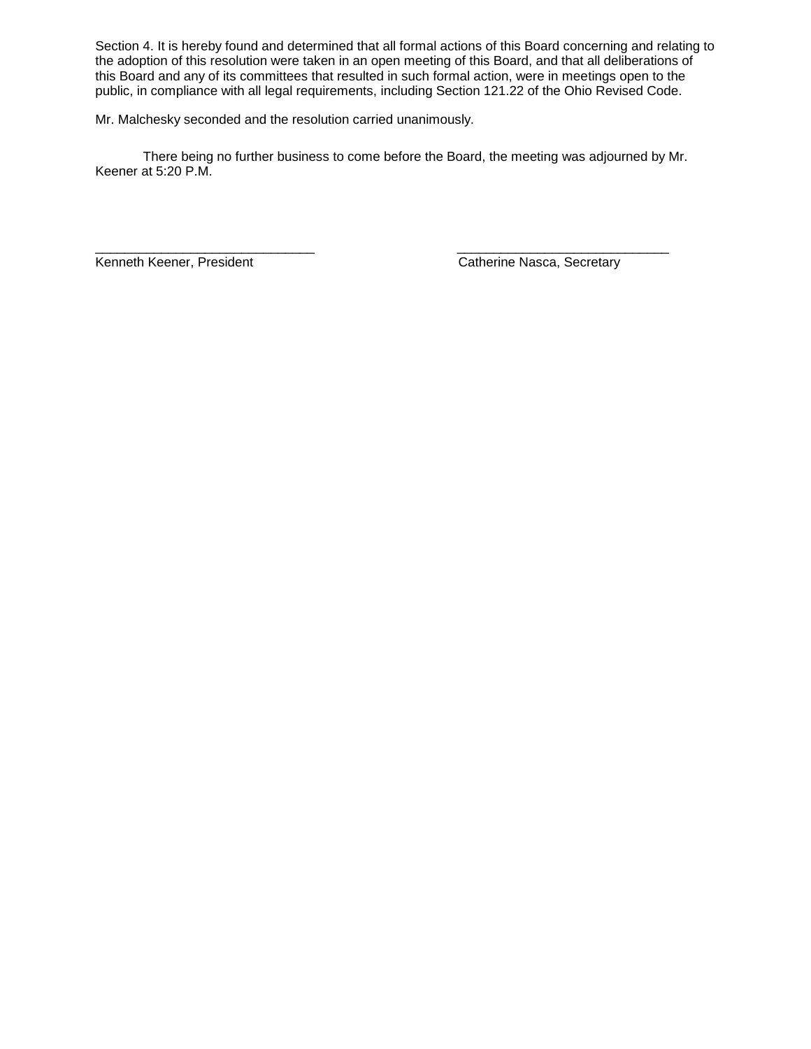Section 4. It is hereby found and determined that all formal actions of this Board concerning and relating to the adoption of this resolution were taken in an open meeting of this Board, and that all deliberations of this Board and any of its committees that resulted in such formal action, were in meetings open to the public, in compliance with all legal requirements, including Section 121.22 of the Ohio Revised Code.

Mr. Malchesky seconded and the resolution carried unanimously.

There being no further business to come before the Board, the meeting was adjourned by Mr. Keener at 5:20 P.M.

______________________________ ______________________________

Kenneth Keener, President Catherine Nasca, Secretary